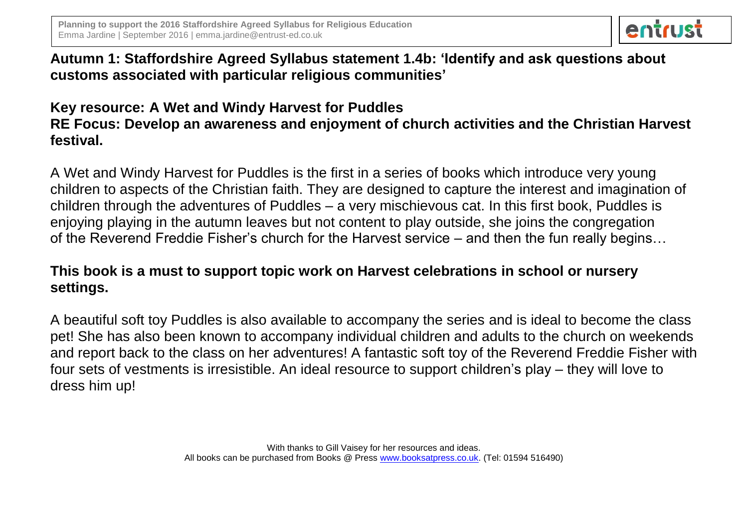**Planning to support the 2016 Staffordshire Agreed Syllabus for Religious Education**
Emma Jardine | September 2016 | emma.jardine@entrust-ed.co.uk

entrust

## Autumn 1: Staffordshire Agreed Syllabus statement 1.4b: 'Identify and ask questions about customs associated with particular religious communities'

**Key resource: A Wet and Windy Harvest for Puddles**
**RE Focus: Develop an awareness and enjoyment of church activities and the Christian Harvest festival.**

A Wet and Windy Harvest for Puddles is the first in a series of books which introduce very young children to aspects of the Christian faith. They are designed to capture the interest and imagination of children through the adventures of Puddles – a very mischievous cat. In this first book, Puddles is enjoying playing in the autumn leaves but not content to play outside, she joins the congregation of the Reverend Freddie Fisher's church for the Harvest service – and then the fun really begins…

**This book is a must to support topic work on Harvest celebrations in school or nursery settings.**

A beautiful soft toy Puddles is also available to accompany the series and is ideal to become the class pet! She has also been known to accompany individual children and adults to the church on weekends and report back to the class on her adventures! A fantastic soft toy of the Reverend Freddie Fisher with four sets of vestments is irresistible. An ideal resource to support children's play – they will love to dress him up!

With thanks to Gill Vaisey for her resources and ideas.
All books can be purchased from Books @ Press [www.booksatpress.co.uk](http://www.booksatpress.co.uk). (Tel: 01594 516490)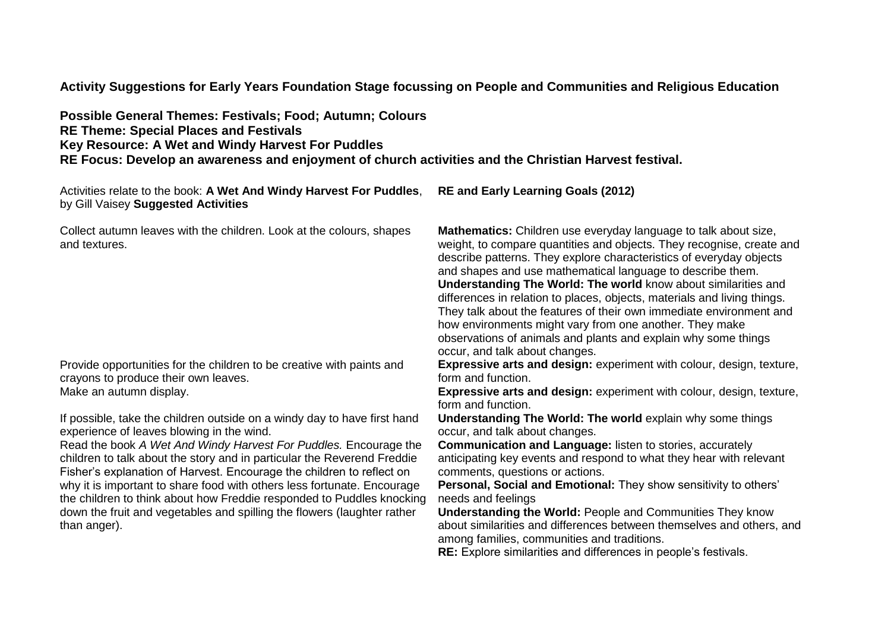**Activity Suggestions for Early Years Foundation Stage focussing on People and Communities and Religious Education**

**Possible General Themes: Festivals; Food; Autumn; Colours**
**RE Theme: Special Places and Festivals**
**Key Resource: A Wet and Windy Harvest For Puddles**
**RE Focus: Develop an awareness and enjoyment of church activities and the Christian Harvest festival.**

| Activities relate to the book: **A Wet And Windy Harvest For Puddles**, by Gill Vaisey **Suggested Activities** | **RE and Early Learning Goals (2012)** |
|---|---|
| Collect autumn leaves with the children. Look at the colours, shapes and textures. | **Mathematics:** Children use everyday language to talk about size, weight, to compare quantities and objects. They recognise, create and describe patterns. They explore characteristics of everyday objects and shapes and use mathematical language to describe them. **Understanding The World: The world** know about similarities and differences in relation to places, objects, materials and living things. They talk about the features of their own immediate environment and how environments might vary from one another. They make observations of animals and plants and explain why some things occur, and talk about changes. |
| Provide opportunities for the children to be creative with paints and crayons to produce their own leaves. | **Expressive arts and design:** experiment with colour, design, texture, form and function. |
| Make an autumn display. | **Expressive arts and design:** experiment with colour, design, texture, form and function. |
| If possible, take the children outside on a windy day to have first hand experience of leaves blowing in the wind. | **Understanding The World: The world** explain why some things occur, and talk about changes. |
| Read the book *A Wet And Windy Harvest For Puddles.* Encourage the children to talk about the story and in particular the Reverend Freddie Fisher's explanation of Harvest. Encourage the children to reflect on why it is important to share food with others less fortunate. Encourage the children to think about how Freddie responded to Puddles knocking down the fruit and vegetables and spilling the flowers (laughter rather than anger). | **Communication and Language:** listen to stories, accurately anticipating key events and respond to what they hear with relevant comments, questions or actions. **Personal, Social and Emotional:** They show sensitivity to others' needs and feelings **Understanding the World:** People and Communities They know about similarities and differences between themselves and others, and among families, communities and traditions. **RE:** Explore similarities and differences in people's festivals. |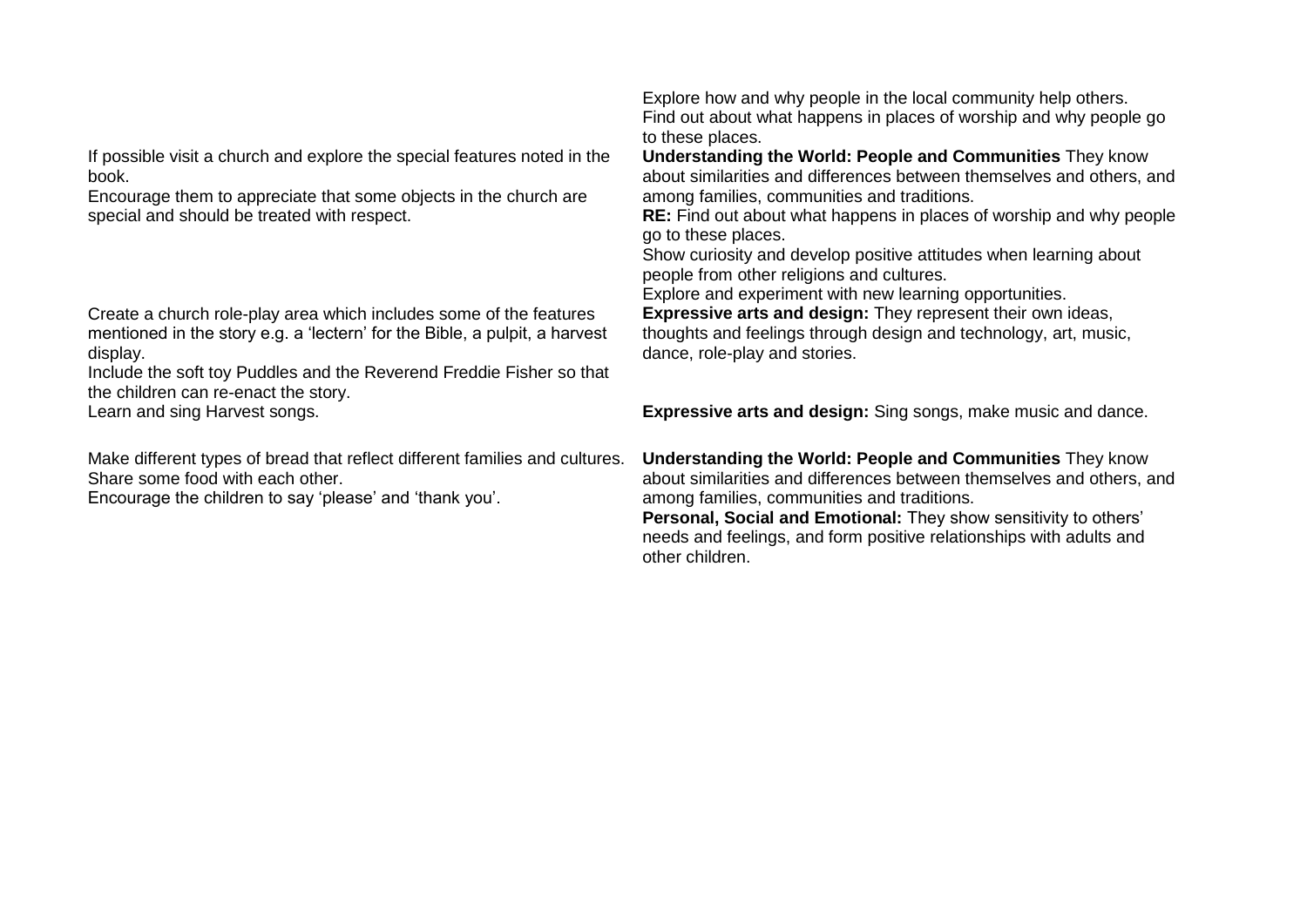| | |
|---|---|
| If possible visit a church and explore the special features noted in the book.<br>Encourage them to appreciate that some objects in the church are special and should be treated with respect. | Explore how and why people in the local community help others.<br>Find out about what happens in places of worship and why people go to these places.<br>**Understanding the World: People and Communities** They know about similarities and differences between themselves and others, and among families, communities and traditions.<br>**RE:** Find out about what happens in places of worship and why people go to these places.<br>Show curiosity and develop positive attitudes when learning about people from other religions and cultures. |
| Create a church role-play area which includes some of the features mentioned in the story e.g. a 'lectern' for the Bible, a pulpit, a harvest display.<br>Include the soft toy Puddles and the Reverend Freddie Fisher so that the children can re-enact the story. | Explore and experiment with new learning opportunities.<br>**Expressive arts and design:** They represent their own ideas, thoughts and feelings through design and technology, art, music, dance, role-play and stories. |
| Learn and sing Harvest songs. | **Expressive arts and design:** Sing songs, make music and dance. |
| Make different types of bread that reflect different families and cultures.<br>Share some food with each other.<br>Encourage the children to say 'please' and 'thank you'. | **Understanding the World: People and Communities** They know about similarities and differences between themselves and others, and among families, communities and traditions.<br>**Personal, Social and Emotional:** They show sensitivity to others' needs and feelings, and form positive relationships with adults and other children. |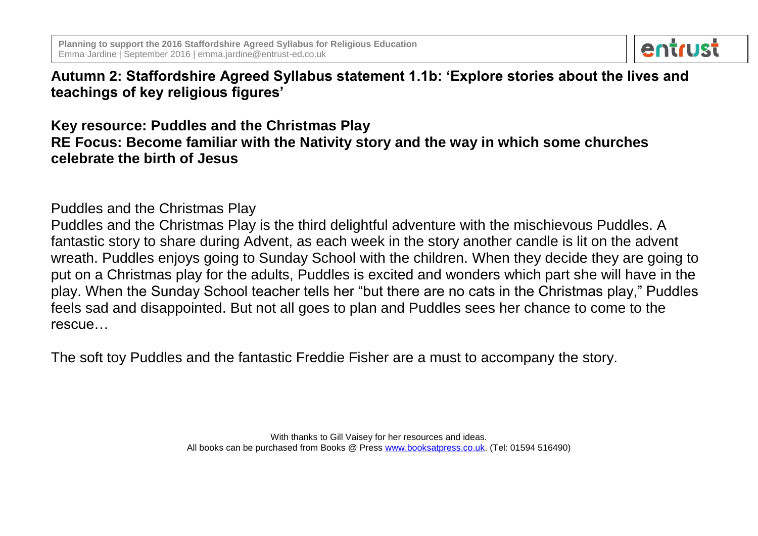## Autumn 2: Staffordshire Agreed Syllabus statement 1.1b: 'Explore stories about the lives and teachings of key religious figures'

**Key resource: Puddles and the Christmas Play**
**RE Focus: Become familiar with the Nativity story and the way in which some churches celebrate the birth of Jesus**

Puddles and the Christmas Play

Puddles and the Christmas Play is the third delightful adventure with the mischievous Puddles. A fantastic story to share during Advent, as each week in the story another candle is lit on the advent wreath. Puddles enjoys going to Sunday School with the children. When they decide they are going to put on a Christmas play for the adults, Puddles is excited and wonders which part she will have in the play. When the Sunday School teacher tells her "but there are no cats in the Christmas play," Puddles feels sad and disappointed. But not all goes to plan and Puddles sees her chance to come to the rescue…

The soft toy Puddles and the fantastic Freddie Fisher are a must to accompany the story.

With thanks to Gill Vaisey for her resources and ideas.
All books can be purchased from Books @ Press [www.booksatpress.co.uk](http://www.booksatpress.co.uk). (Tel: 01594 516490)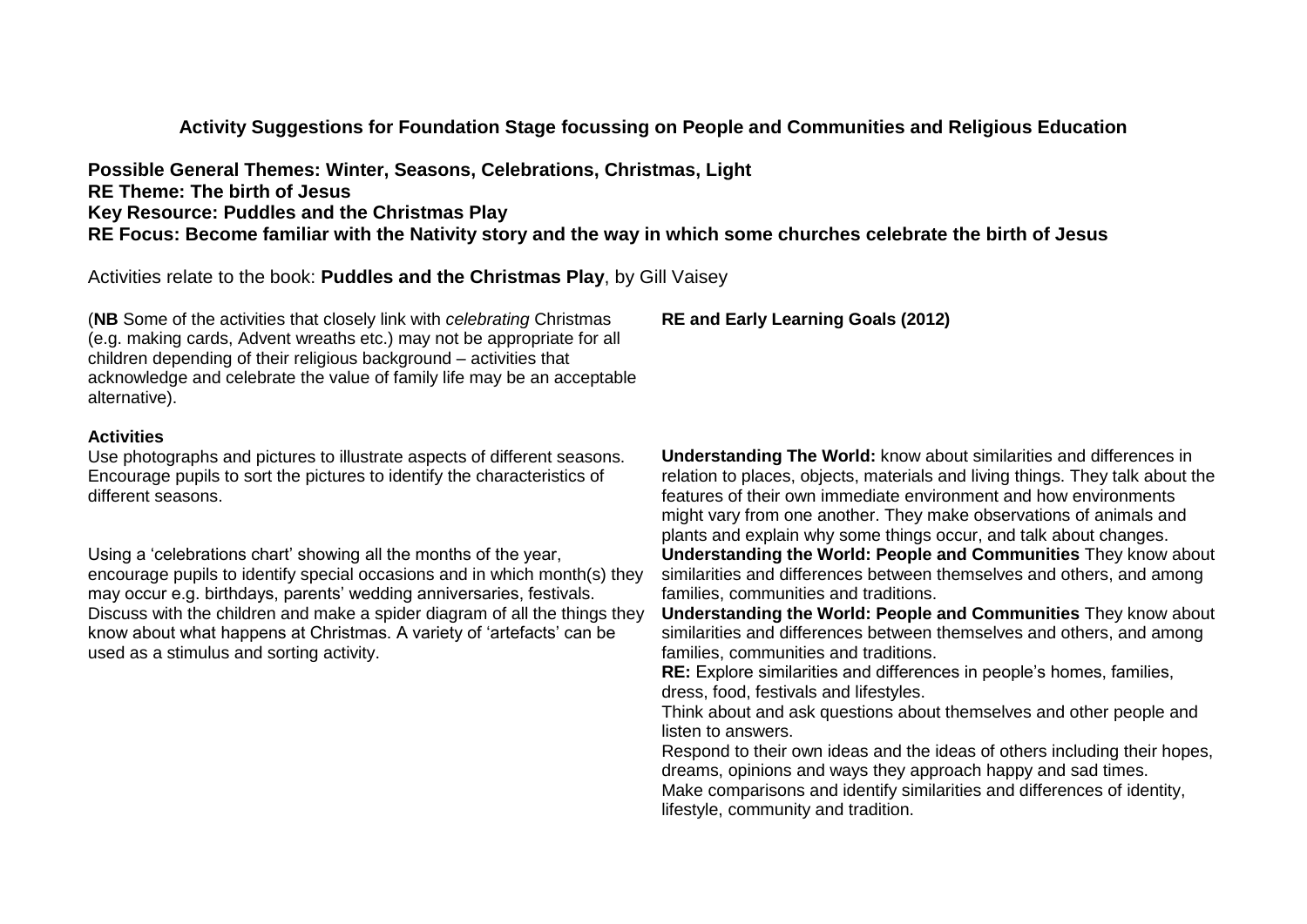**Activity Suggestions for Foundation Stage focussing on People and Communities and Religious Education**

**Possible General Themes: Winter, Seasons, Celebrations, Christmas, Light**
**RE Theme: The birth of Jesus**
**Key Resource: Puddles and the Christmas Play**
**RE Focus: Become familiar with the Nativity story and the way in which some churches celebrate the birth of Jesus**

Activities relate to the book: **Puddles and the Christmas Play**, by Gill Vaisey

(**NB** Some of the activities that closely link with *celebrating* Christmas (e.g. making cards, Advent wreaths etc.) may not be appropriate for all children depending of their religious background – activities that acknowledge and celebrate the value of family life may be an acceptable alternative).

| **Activities** | **RE and Early Learning Goals (2012)** |
| --- | --- |
| Use photographs and pictures to illustrate aspects of different seasons. Encourage pupils to sort the pictures to identify the characteristics of different seasons. | **Understanding The World:** know about similarities and differences in relation to places, objects, materials and living things. They talk about the features of their own immediate environment and how environments might vary from one another. They make observations of animals and plants and explain why some things occur, and talk about changes. |
| Using a 'celebrations chart' showing all the months of the year, encourage pupils to identify special occasions and in which month(s) they may occur e.g. birthdays, parents' wedding anniversaries, festivals. | **Understanding the World: People and Communities** They know about similarities and differences between themselves and others, and among families, communities and traditions. |
| Discuss with the children and make a spider diagram of all the things they know about what happens at Christmas. A variety of 'artefacts' can be used as a stimulus and sorting activity. | **Understanding the World: People and Communities** They know about similarities and differences between themselves and others, and among families, communities and traditions.<br>**RE:** Explore similarities and differences in people's homes, families, dress, food, festivals and lifestyles.<br>Think about and ask questions about themselves and other people and listen to answers.<br>Respond to their own ideas and the ideas of others including their hopes, dreams, opinions and ways they approach happy and sad times.<br>Make comparisons and identify similarities and differences of identity, lifestyle, community and tradition. |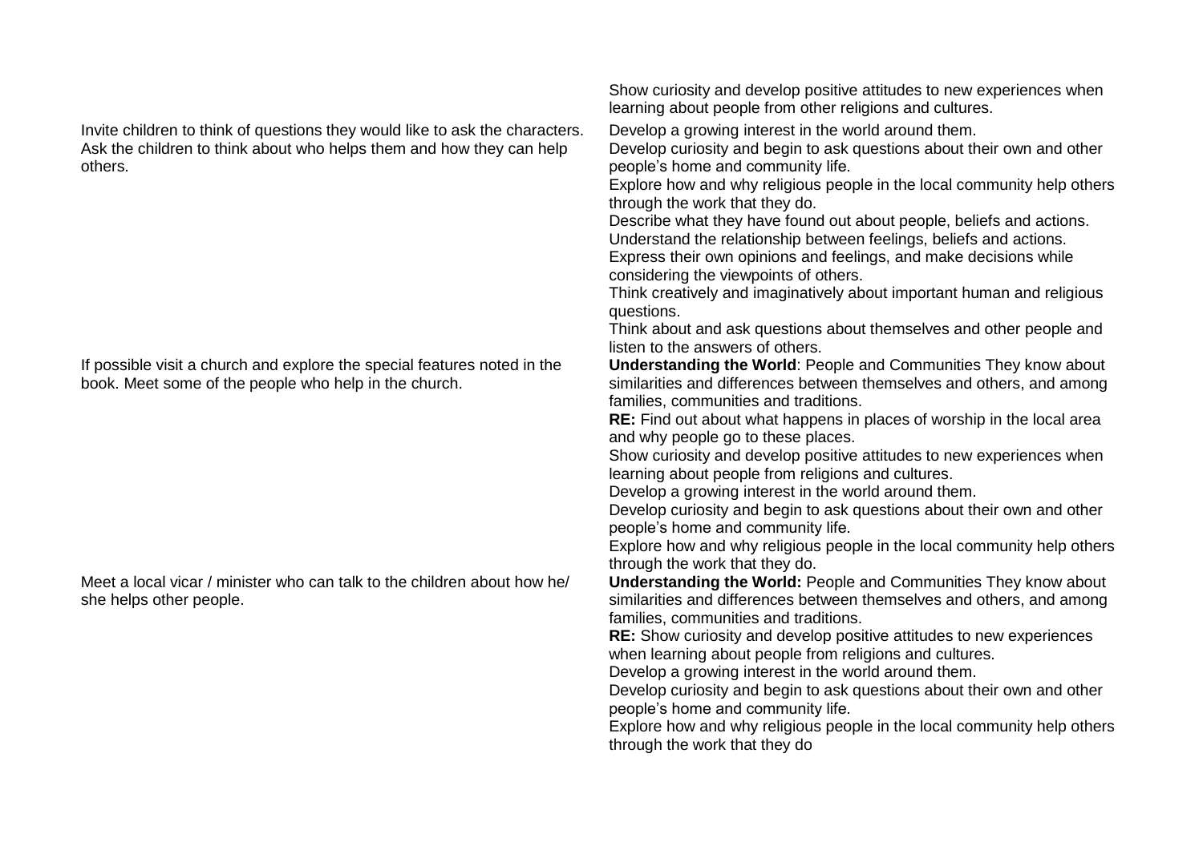| | |
|---|---|
| | Show curiosity and develop positive attitudes to new experiences when learning about people from other religions and cultures. |
| Invite children to think of questions they would like to ask the characters. Ask the children to think about who helps them and how they can help others. | Develop a growing interest in the world around them.<br>Develop curiosity and begin to ask questions about their own and other people's home and community life.<br>Explore how and why religious people in the local community help others through the work that they do.<br>Describe what they have found out about people, beliefs and actions.<br>Understand the relationship between feelings, beliefs and actions.<br>Express their own opinions and feelings, and make decisions while considering the viewpoints of others.<br>Think creatively and imaginatively about important human and religious questions.<br>Think about and ask questions about themselves and other people and listen to the answers of others. |
| If possible visit a church and explore the special features noted in the book. Meet some of the people who help in the church. | **Understanding the World**: People and Communities They know about similarities and differences between themselves and others, and among families, communities and traditions.<br>**RE:** Find out about what happens in places of worship in the local area and why people go to these places.<br>Show curiosity and develop positive attitudes to new experiences when learning about people from religions and cultures.<br>Develop a growing interest in the world around them.<br>Develop curiosity and begin to ask questions about their own and other people's home and community life.<br>Explore how and why religious people in the local community help others through the work that they do. |
| Meet a local vicar / minister who can talk to the children about how he/ she helps other people. | **Understanding the World:** People and Communities They know about similarities and differences between themselves and others, and among families, communities and traditions.<br>**RE:** Show curiosity and develop positive attitudes to new experiences when learning about people from religions and cultures.<br>Develop a growing interest in the world around them.<br>Develop curiosity and begin to ask questions about their own and other people's home and community life.<br>Explore how and why religious people in the local community help others through the work that they do |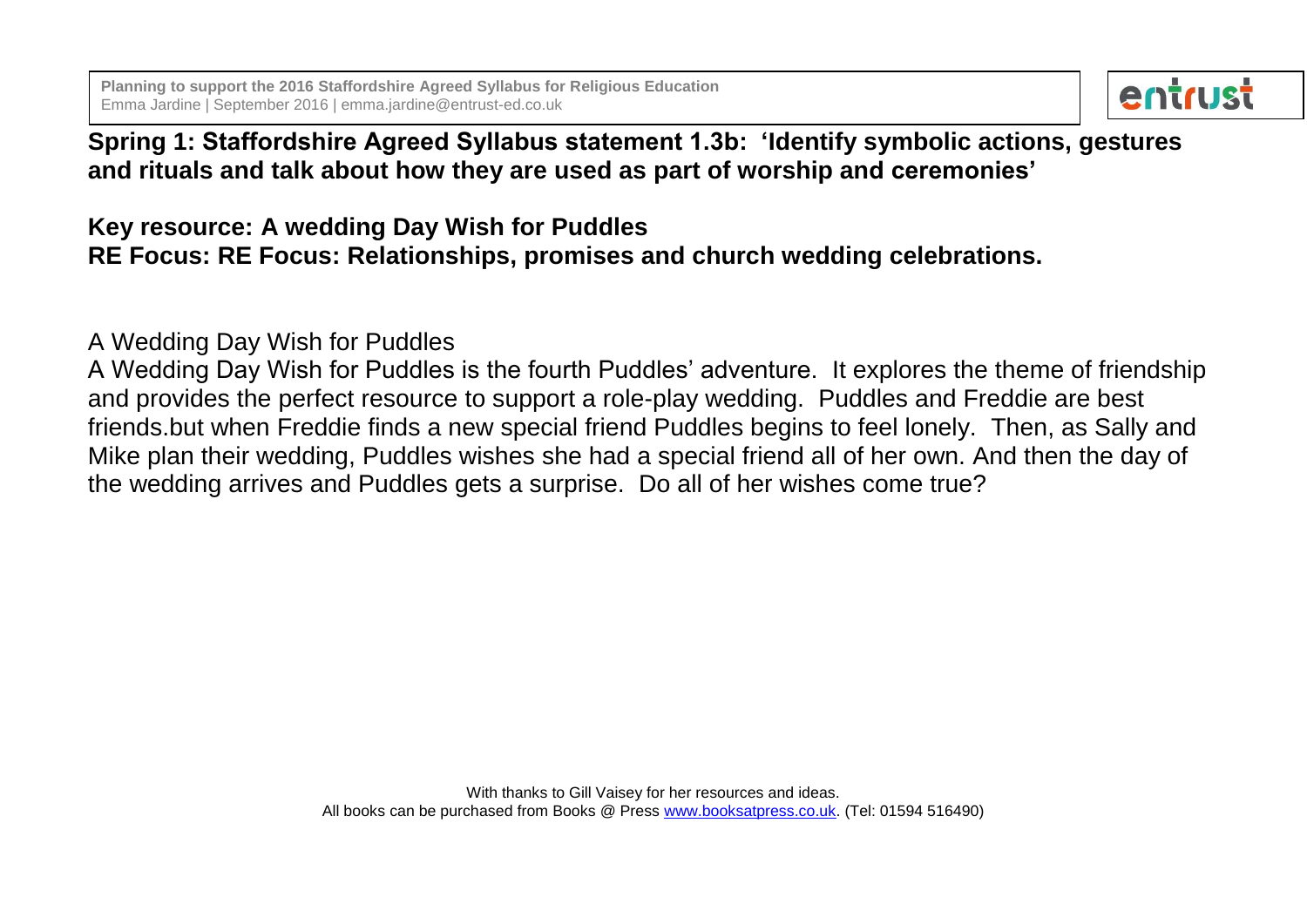**Spring 1: Staffordshire Agreed Syllabus statement 1.3b: 'Identify symbolic actions, gestures and rituals and talk about how they are used as part of worship and ceremonies'**

**Key resource: A wedding Day Wish for Puddles**
**RE Focus: RE Focus: Relationships, promises and church wedding celebrations.**

A Wedding Day Wish for Puddles

A Wedding Day Wish for Puddles is the fourth Puddles' adventure. It explores the theme of friendship and provides the perfect resource to support a role-play wedding. Puddles and Freddie are best friends.but when Freddie finds a new special friend Puddles begins to feel lonely. Then, as Sally and Mike plan their wedding, Puddles wishes she had a special friend all of her own. And then the day of the wedding arrives and Puddles gets a surprise. Do all of her wishes come true?

With thanks to Gill Vaisey for her resources and ideas.
All books can be purchased from Books @ Press www.booksatpress.co.uk. (Tel: 01594 516490)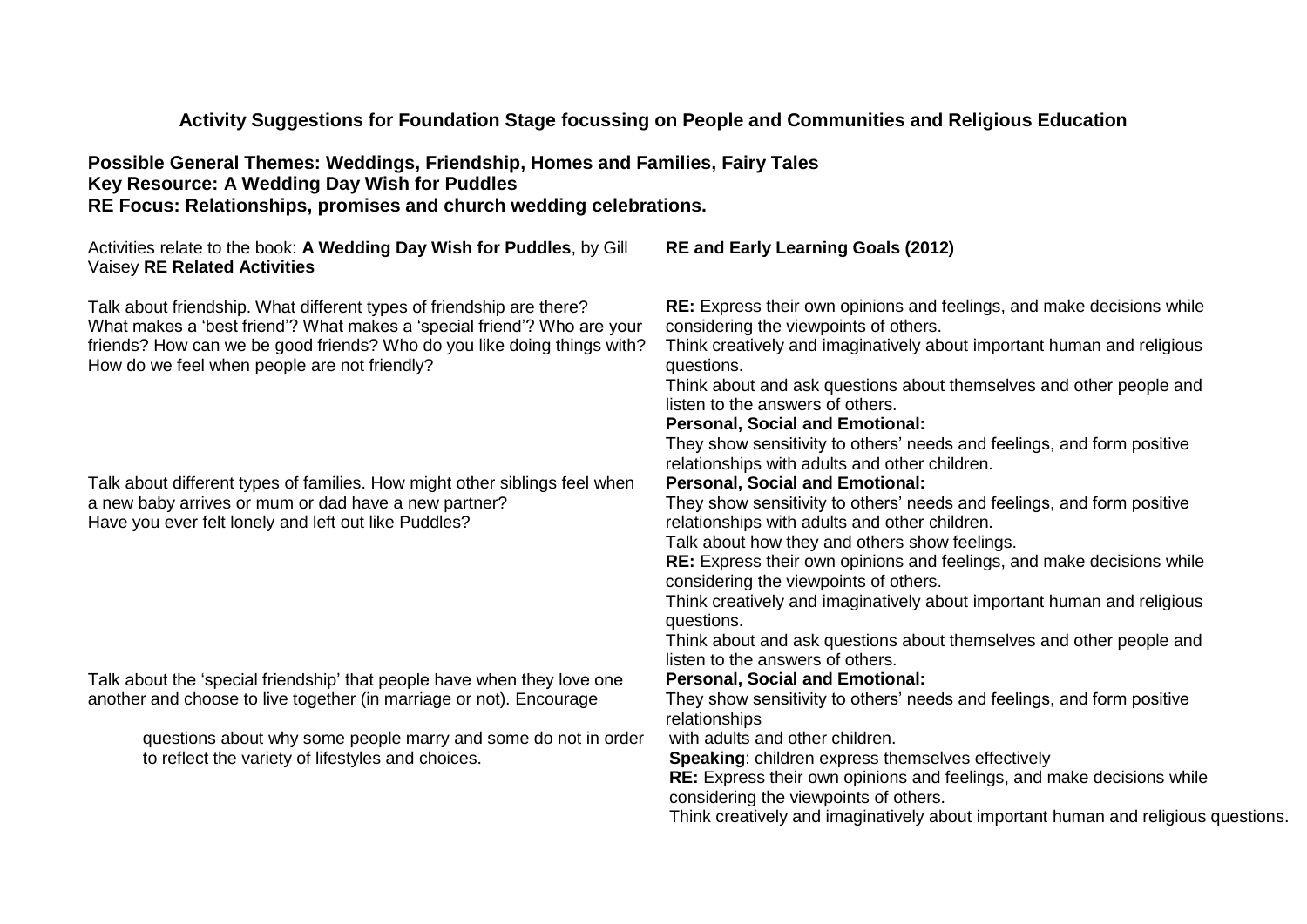**Activity Suggestions for Foundation Stage focussing on People and Communities and Religious Education**

**Possible General Themes: Weddings, Friendship, Homes and Families, Fairy Tales**
**Key Resource: A Wedding Day Wish for Puddles**
**RE Focus: Relationships, promises and church wedding celebrations.**

| Activities relate to the book: **A Wedding Day Wish for Puddles**, by Gill Vaisey **RE Related Activities** | **RE and Early Learning Goals (2012)** |
|---|---|
| Talk about friendship. What different types of friendship are there? What makes a 'best friend'? What makes a 'special friend'? Who are your friends? How can we be good friends? Who do you like doing things with? How do we feel when people are not friendly? | **RE:** Express their own opinions and feelings, and make decisions while considering the viewpoints of others.<br>Think creatively and imaginatively about important human and religious questions.<br>Think about and ask questions about themselves and other people and listen to the answers of others.<br>**Personal, Social and Emotional:**<br>They show sensitivity to others' needs and feelings, and form positive relationships with adults and other children. |
| Talk about different types of families. How might other siblings feel when a new baby arrives or mum or dad have a new partner?<br>Have you ever felt lonely and left out like Puddles? | **Personal, Social and Emotional:**<br>They show sensitivity to others' needs and feelings, and form positive relationships with adults and other children.<br>Talk about how they and others show feelings.<br>**RE:** Express their own opinions and feelings, and make decisions while considering the viewpoints of others.<br>Think creatively and imaginatively about important human and religious questions.<br>Think about and ask questions about themselves and other people and listen to the answers of others. |
| Talk about the 'special friendship' that people have when they love one another and choose to live together (in marriage or not). Encourage questions about why some people marry and some do not in order to reflect the variety of lifestyles and choices. | **Personal, Social and Emotional:**<br>They show sensitivity to others' needs and feelings, and form positive relationships with adults and other children.<br>**Speaking**: children express themselves effectively<br>**RE:** Express their own opinions and feelings, and make decisions while considering the viewpoints of others.<br>Think creatively and imaginatively about important human and religious questions. |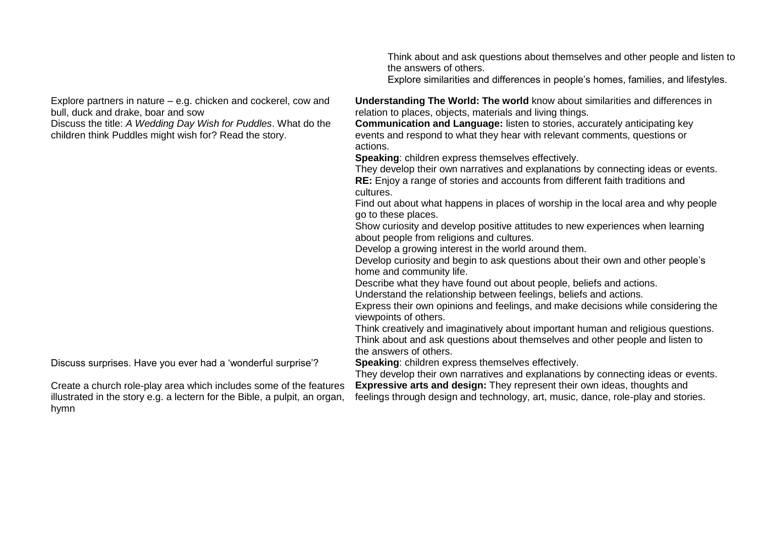| | |
|---|---|
| | Think about and ask questions about themselves and other people and listen to the answers of others.<br>Explore similarities and differences in people's homes, families, and lifestyles. |
| Explore partners in nature – e.g. chicken and cockerel, cow and bull, duck and drake, boar and sow<br>Discuss the title: *A Wedding Day Wish for Puddles*. What do the children think Puddles might wish for? Read the story. | **Understanding The World: The world** know about similarities and differences in relation to places, objects, materials and living things.<br>**Communication and Language:** listen to stories, accurately anticipating key events and respond to what they hear with relevant comments, questions or actions.<br>**Speaking**: children express themselves effectively.<br>They develop their own narratives and explanations by connecting ideas or events.<br>**RE:** Enjoy a range of stories and accounts from different faith traditions and cultures.<br>Find out about what happens in places of worship in the local area and why people go to these places.<br>Show curiosity and develop positive attitudes to new experiences when learning about people from religions and cultures.<br>Develop a growing interest in the world around them.<br>Develop curiosity and begin to ask questions about their own and other people's home and community life.<br>Describe what they have found out about people, beliefs and actions.<br>Understand the relationship between feelings, beliefs and actions.<br>Express their own opinions and feelings, and make decisions while considering the viewpoints of others.<br>Think creatively and imaginatively about important human and religious questions.<br>Think about and ask questions about themselves and other people and listen to the answers of others. |
| Discuss surprises. Have you ever had a 'wonderful surprise'? | **Speaking**: children express themselves effectively.<br>They develop their own narratives and explanations by connecting ideas or events. |
| Create a church role-play area which includes some of the features illustrated in the story e.g. a lectern for the Bible, a pulpit, an organ, hymn | **Expressive arts and design:** They represent their own ideas, thoughts and feelings through design and technology, art, music, dance, role-play and stories. |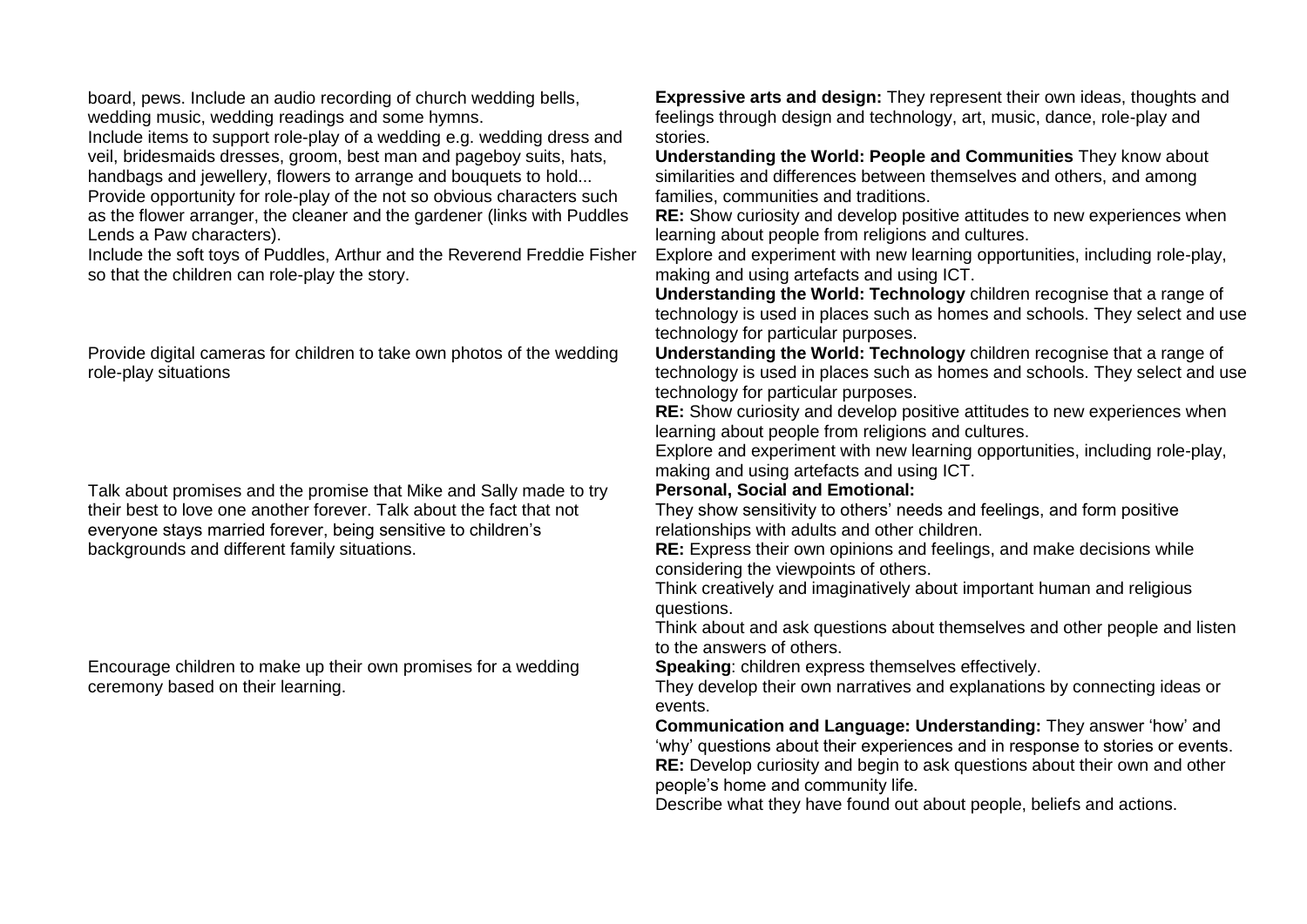| | |
|---|---|
| board, pews. Include an audio recording of church wedding bells, wedding music, wedding readings and some hymns.<br>Include items to support role-play of a wedding e.g. wedding dress and veil, bridesmaids dresses, groom, best man and pageboy suits, hats, handbags and jewellery, flowers to arrange and bouquets to hold...<br>Provide opportunity for role-play of the not so obvious characters such as the flower arranger, the cleaner and the gardener (links with Puddles Lends a Paw characters).<br>Include the soft toys of Puddles, Arthur and the Reverend Freddie Fisher so that the children can role-play the story. | **Expressive arts and design:** They represent their own ideas, thoughts and feelings through design and technology, art, music, dance, role-play and stories.<br>**Understanding the World: People and Communities** They know about similarities and differences between themselves and others, and among families, communities and traditions.<br>**RE:** Show curiosity and develop positive attitudes to new experiences when learning about people from religions and cultures.<br>Explore and experiment with new learning opportunities, including role-play, making and using artefacts and using ICT.<br>**Understanding the World: Technology** children recognise that a range of technology is used in places such as homes and schools. They select and use technology for particular purposes. |
| Provide digital cameras for children to take own photos of the wedding role-play situations | **Understanding the World: Technology** children recognise that a range of technology is used in places such as homes and schools. They select and use technology for particular purposes.<br>**RE:** Show curiosity and develop positive attitudes to new experiences when learning about people from religions and cultures.<br>Explore and experiment with new learning opportunities, including role-play, making and using artefacts and using ICT. |
| Talk about promises and the promise that Mike and Sally made to try their best to love one another forever. Talk about the fact that not everyone stays married forever, being sensitive to children's backgrounds and different family situations. | **Personal, Social and Emotional:**<br>They show sensitivity to others' needs and feelings, and form positive relationships with adults and other children.<br>**RE:** Express their own opinions and feelings, and make decisions while considering the viewpoints of others.<br>Think creatively and imaginatively about important human and religious questions.<br>Think about and ask questions about themselves and other people and listen to the answers of others. |
| Encourage children to make up their own promises for a wedding ceremony based on their learning. | **Speaking**: children express themselves effectively.<br>They develop their own narratives and explanations by connecting ideas or events.<br>**Communication and Language: Understanding:** They answer 'how' and 'why' questions about their experiences and in response to stories or events.<br>**RE:** Develop curiosity and begin to ask questions about their own and other people's home and community life.<br>Describe what they have found out about people, beliefs and actions. |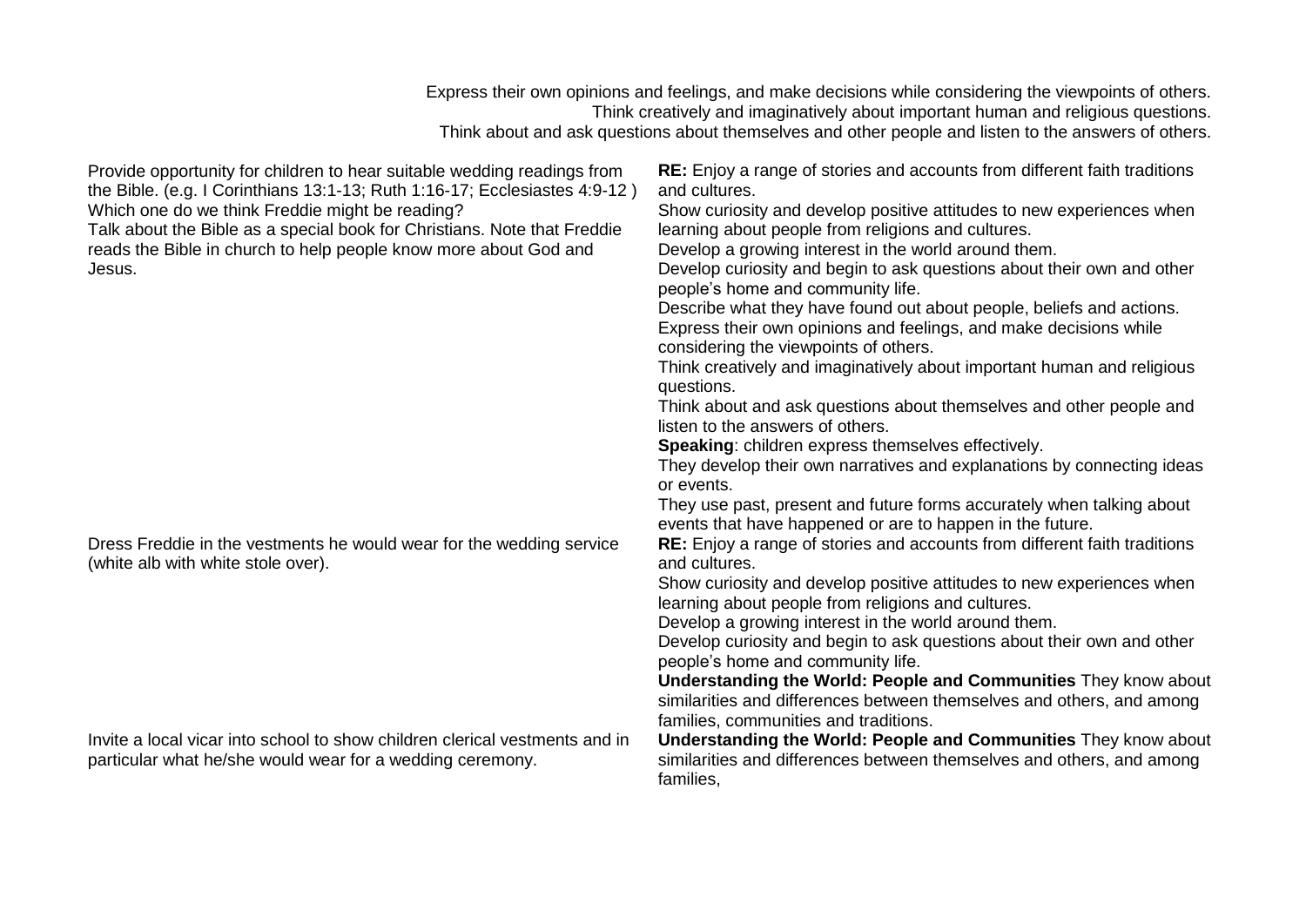| | Express their own opinions and feelings, and make decisions while considering the viewpoints of others.<br>Think creatively and imaginatively about important human and religious questions.<br>Think about and ask questions about themselves and other people and listen to the answers of others. |
|---|---|
| Provide opportunity for children to hear suitable wedding readings from the Bible. (e.g. I Corinthians 13:1-13; Ruth 1:16-17; Ecclesiastes 4:9-12 )<br>Which one do we think Freddie might be reading?<br>Talk about the Bible as a special book for Christians. Note that Freddie reads the Bible in church to help people know more about God and Jesus. | **RE:** Enjoy a range of stories and accounts from different faith traditions and cultures.<br>Show curiosity and develop positive attitudes to new experiences when learning about people from religions and cultures.<br>Develop a growing interest in the world around them.<br>Develop curiosity and begin to ask questions about their own and other people's home and community life.<br>Describe what they have found out about people, beliefs and actions.<br>Express their own opinions and feelings, and make decisions while considering the viewpoints of others.<br>Think creatively and imaginatively about important human and religious questions.<br>Think about and ask questions about themselves and other people and listen to the answers of others.<br>**Speaking**: children express themselves effectively.<br>They develop their own narratives and explanations by connecting ideas or events.<br>They use past, present and future forms accurately when talking about events that have happened or are to happen in the future. |
| Dress Freddie in the vestments he would wear for the wedding service (white alb with white stole over). | **RE:** Enjoy a range of stories and accounts from different faith traditions and cultures.<br>Show curiosity and develop positive attitudes to new experiences when learning about people from religions and cultures.<br>Develop a growing interest in the world around them.<br>Develop curiosity and begin to ask questions about their own and other people's home and community life.<br>**Understanding the World: People and Communities** They know about similarities and differences between themselves and others, and among families, communities and traditions. |
| Invite a local vicar into school to show children clerical vestments and in particular what he/she would wear for a wedding ceremony. | **Understanding the World: People and Communities** They know about similarities and differences between themselves and others, and among families, |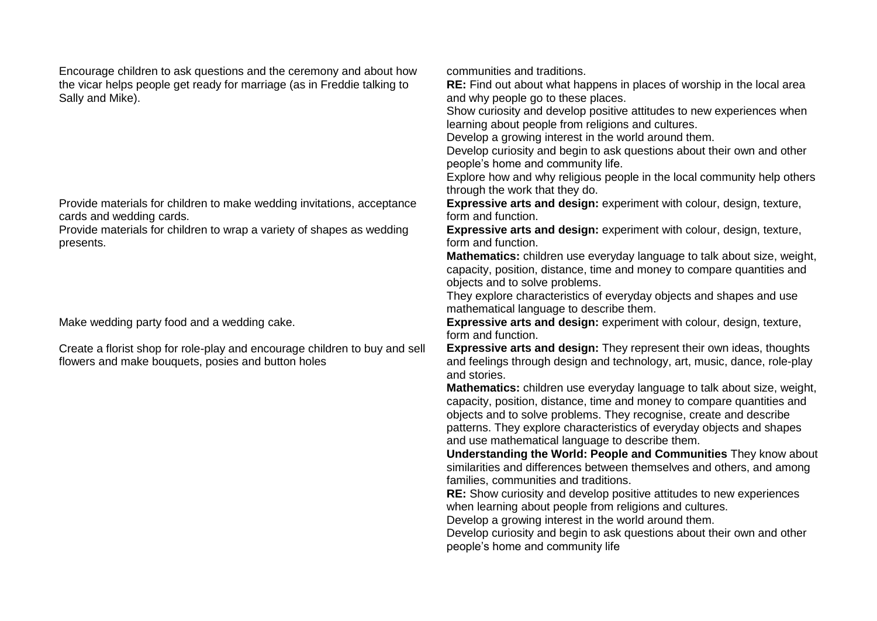| | |
|---|---|
| Encourage children to ask questions and the ceremony and about how the vicar helps people get ready for marriage (as in Freddie talking to Sally and Mike). | communities and traditions.<br>**RE:** Find out about what happens in places of worship in the local area and why people go to these places.<br>Show curiosity and develop positive attitudes to new experiences when learning about people from religions and cultures.<br>Develop a growing interest in the world around them.<br>Develop curiosity and begin to ask questions about their own and other people's home and community life.<br>Explore how and why religious people in the local community help others through the work that they do. |
| Provide materials for children to make wedding invitations, acceptance cards and wedding cards. | **Expressive arts and design:** experiment with colour, design, texture, form and function. |
| Provide materials for children to wrap a variety of shapes as wedding presents. | **Expressive arts and design:** experiment with colour, design, texture, form and function.<br>**Mathematics:** children use everyday language to talk about size, weight, capacity, position, distance, time and money to compare quantities and objects and to solve problems.<br>They explore characteristics of everyday objects and shapes and use mathematical language to describe them. |
| Make wedding party food and a wedding cake. | **Expressive arts and design:** experiment with colour, design, texture, form and function. |
| Create a florist shop for role-play and encourage children to buy and sell flowers and make bouquets, posies and button holes | **Expressive arts and design:** They represent their own ideas, thoughts and feelings through design and technology, art, music, dance, role-play and stories.<br>**Mathematics:** children use everyday language to talk about size, weight, capacity, position, distance, time and money to compare quantities and objects and to solve problems. They recognise, create and describe patterns. They explore characteristics of everyday objects and shapes and use mathematical language to describe them.<br>**Understanding the World: People and Communities** They know about similarities and differences between themselves and others, and among families, communities and traditions.<br>**RE:** Show curiosity and develop positive attitudes to new experiences when learning about people from religions and cultures.<br>Develop a growing interest in the world around them.<br>Develop curiosity and begin to ask questions about their own and other people's home and community life |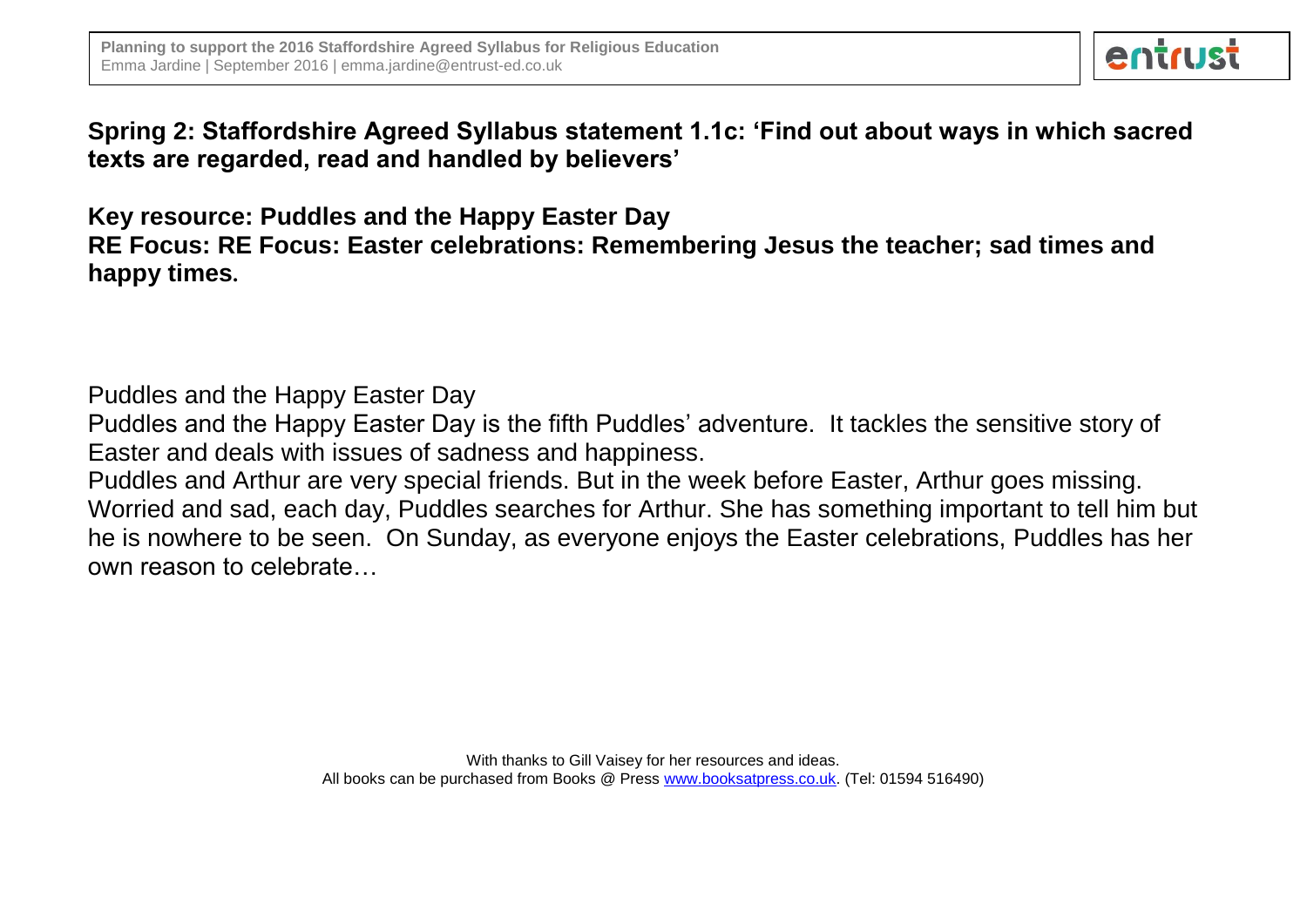## Spring 2: Staffordshire Agreed Syllabus statement 1.1c: 'Find out about ways in which sacred texts are regarded, read and handled by believers'

**Key resource: Puddles and the Happy Easter Day**
**RE Focus: RE Focus: Easter celebrations: Remembering Jesus the teacher; sad times and happy times.**

Puddles and the Happy Easter Day

Puddles and the Happy Easter Day is the fifth Puddles' adventure. It tackles the sensitive story of Easter and deals with issues of sadness and happiness.

Puddles and Arthur are very special friends. But in the week before Easter, Arthur goes missing. Worried and sad, each day, Puddles searches for Arthur. She has something important to tell him but he is nowhere to be seen. On Sunday, as everyone enjoys the Easter celebrations, Puddles has her own reason to celebrate…

With thanks to Gill Vaisey for her resources and ideas.
All books can be purchased from Books @ Press [www.booksatpress.co.uk](http://www.booksatpress.co.uk). (Tel: 01594 516490)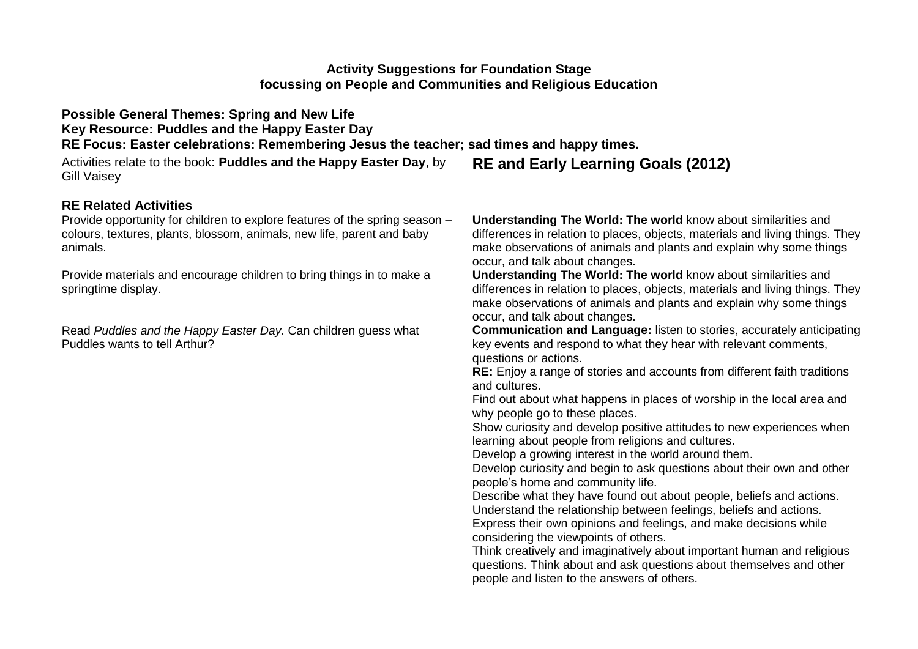**Activity Suggestions for Foundation Stage**
**focussing on People and Communities and Religious Education**

**Possible General Themes: Spring and New Life**
**Key Resource: Puddles and the Happy Easter Day**
**RE Focus: Easter celebrations: Remembering Jesus the teacher; sad times and happy times.**

Activities relate to the book: **Puddles and the Happy Easter Day**, by Gill Vaisey

| **RE Related Activities** | **RE and Early Learning Goals (2012)** |
|---|---|
| Provide opportunity for children to explore features of the spring season – colours, textures, plants, blossom, animals, new life, parent and baby animals. | **Understanding The World: The world** know about similarities and differences in relation to places, objects, materials and living things. They make observations of animals and plants and explain why some things occur, and talk about changes. |
| Provide materials and encourage children to bring things in to make a springtime display. | **Understanding The World: The world** know about similarities and differences in relation to places, objects, materials and living things. They make observations of animals and plants and explain why some things occur, and talk about changes. |
| Read *Puddles and the Happy Easter Day*. Can children guess what Puddles wants to tell Arthur? | **Communication and Language:** listen to stories, accurately anticipating key events and respond to what they hear with relevant comments, questions or actions.<br>**RE:** Enjoy a range of stories and accounts from different faith traditions and cultures.<br>Find out about what happens in places of worship in the local area and why people go to these places.<br>Show curiosity and develop positive attitudes to new experiences when learning about people from religions and cultures.<br>Develop a growing interest in the world around them.<br>Develop curiosity and begin to ask questions about their own and other people's home and community life.<br>Describe what they have found out about people, beliefs and actions.<br>Understand the relationship between feelings, beliefs and actions.<br>Express their own opinions and feelings, and make decisions while considering the viewpoints of others.<br>Think creatively and imaginatively about important human and religious questions. Think about and ask questions about themselves and other people and listen to the answers of others. |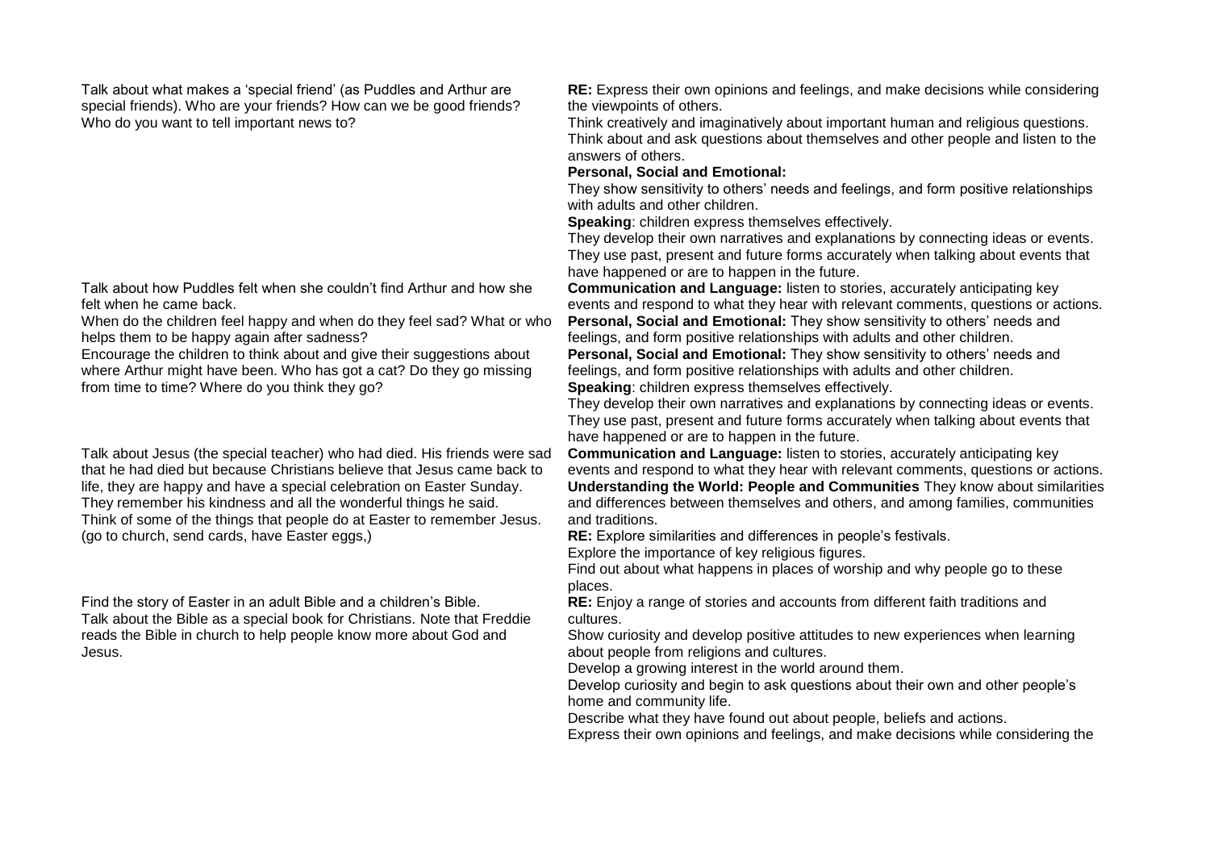| | |
|---|---|
| Talk about what makes a 'special friend' (as Puddles and Arthur are special friends). Who are your friends? How can we be good friends? Who do you want to tell important news to? | **RE:** Express their own opinions and feelings, and make decisions while considering the viewpoints of others. Think creatively and imaginatively about important human and religious questions. Think about and ask questions about themselves and other people and listen to the answers of others. **Personal, Social and Emotional:** They show sensitivity to others' needs and feelings, and form positive relationships with adults and other children. **Speaking**: children express themselves effectively. They develop their own narratives and explanations by connecting ideas or events. They use past, present and future forms accurately when talking about events that have happened or are to happen in the future. |
| Talk about how Puddles felt when she couldn't find Arthur and how she felt when he came back. When do the children feel happy and when do they feel sad? What or who helps them to be happy again after sadness? Encourage the children to think about and give their suggestions about where Arthur might have been. Who has got a cat? Do they go missing from time to time? Where do you think they go? | **Communication and Language:** listen to stories, accurately anticipating key events and respond to what they hear with relevant comments, questions or actions. **Personal, Social and Emotional:** They show sensitivity to others' needs and feelings, and form positive relationships with adults and other children. **Personal, Social and Emotional:** They show sensitivity to others' needs and feelings, and form positive relationships with adults and other children. **Speaking**: children express themselves effectively. They develop their own narratives and explanations by connecting ideas or events. They use past, present and future forms accurately when talking about events that have happened or are to happen in the future. |
| Talk about Jesus (the special teacher) who had died. His friends were sad that he had died but because Christians believe that Jesus came back to life, they are happy and have a special celebration on Easter Sunday. They remember his kindness and all the wonderful things he said. Think of some of the things that people do at Easter to remember Jesus. (go to church, send cards, have Easter eggs,) | **Communication and Language:** listen to stories, accurately anticipating key events and respond to what they hear with relevant comments, questions or actions. **Understanding the World: People and Communities** They know about similarities and differences between themselves and others, and among families, communities and traditions. **RE:** Explore similarities and differences in people's festivals. Explore the importance of key religious figures. Find out about what happens in places of worship and why people go to these places. |
| Find the story of Easter in an adult Bible and a children's Bible. Talk about the Bible as a special book for Christians. Note that Freddie reads the Bible in church to help people know more about God and Jesus. | **RE:** Enjoy a range of stories and accounts from different faith traditions and cultures. Show curiosity and develop positive attitudes to new experiences when learning about people from religions and cultures. Develop a growing interest in the world around them. Develop curiosity and begin to ask questions about their own and other people's home and community life. Describe what they have found out about people, beliefs and actions. Express their own opinions and feelings, and make decisions while considering the |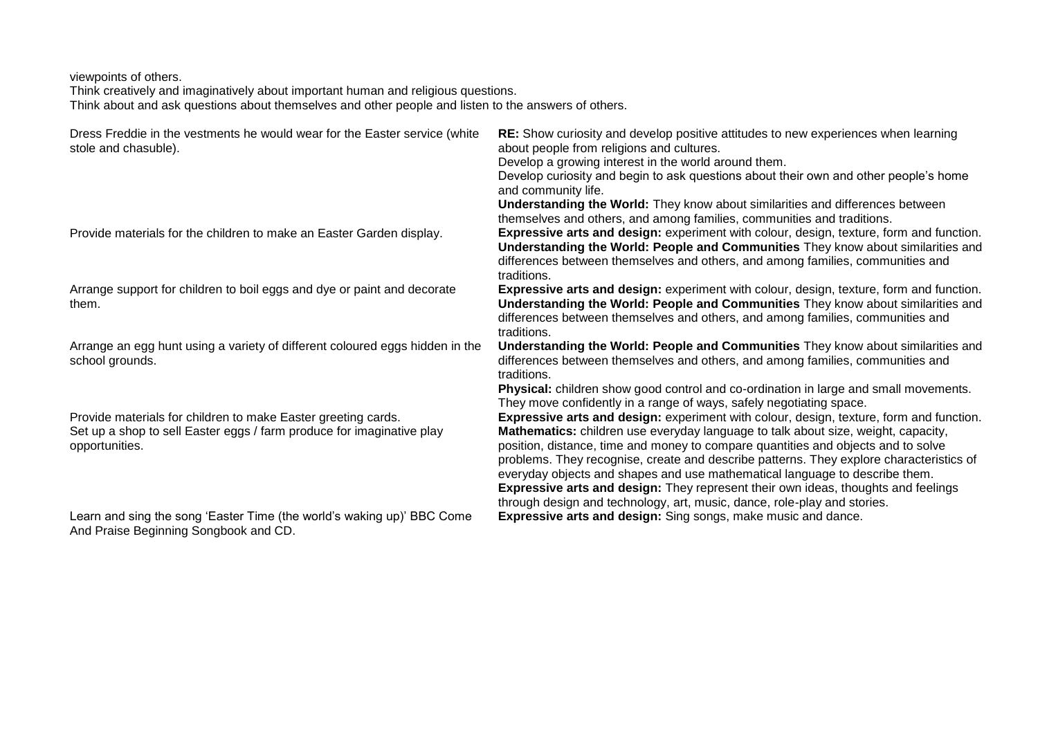viewpoints of others.
Think creatively and imaginatively about important human and religious questions.
Think about and ask questions about themselves and other people and listen to the answers of others.

| | |
|---|---|
| Dress Freddie in the vestments he would wear for the Easter service (white stole and chasuble). | **RE:** Show curiosity and develop positive attitudes to new experiences when learning about people from religions and cultures.<br>Develop a growing interest in the world around them.<br>Develop curiosity and begin to ask questions about their own and other people's home and community life.<br>**Understanding the World:** They know about similarities and differences between themselves and others, and among families, communities and traditions. |
| Provide materials for the children to make an Easter Garden display. | **Expressive arts and design:** experiment with colour, design, texture, form and function.<br>**Understanding the World: People and Communities** They know about similarities and differences between themselves and others, and among families, communities and traditions. |
| Arrange support for children to boil eggs and dye or paint and decorate them. | **Expressive arts and design:** experiment with colour, design, texture, form and function.<br>**Understanding the World: People and Communities** They know about similarities and differences between themselves and others, and among families, communities and traditions. |
| Arrange an egg hunt using a variety of different coloured eggs hidden in the school grounds. | **Understanding the World: People and Communities** They know about similarities and differences between themselves and others, and among families, communities and traditions.<br>**Physical:** children show good control and co-ordination in large and small movements. They move confidently in a range of ways, safely negotiating space. |
| Provide materials for children to make Easter greeting cards. | **Expressive arts and design:** experiment with colour, design, texture, form and function. |
| Set up a shop to sell Easter eggs / farm produce for imaginative play opportunities. | **Mathematics:** children use everyday language to talk about size, weight, capacity, position, distance, time and money to compare quantities and objects and to solve problems. They recognise, create and describe patterns. They explore characteristics of everyday objects and shapes and use mathematical language to describe them.<br>**Expressive arts and design:** They represent their own ideas, thoughts and feelings through design and technology, art, music, dance, role-play and stories. |
| Learn and sing the song 'Easter Time (the world's waking up)' BBC Come And Praise Beginning Songbook and CD. | **Expressive arts and design:** Sing songs, make music and dance. |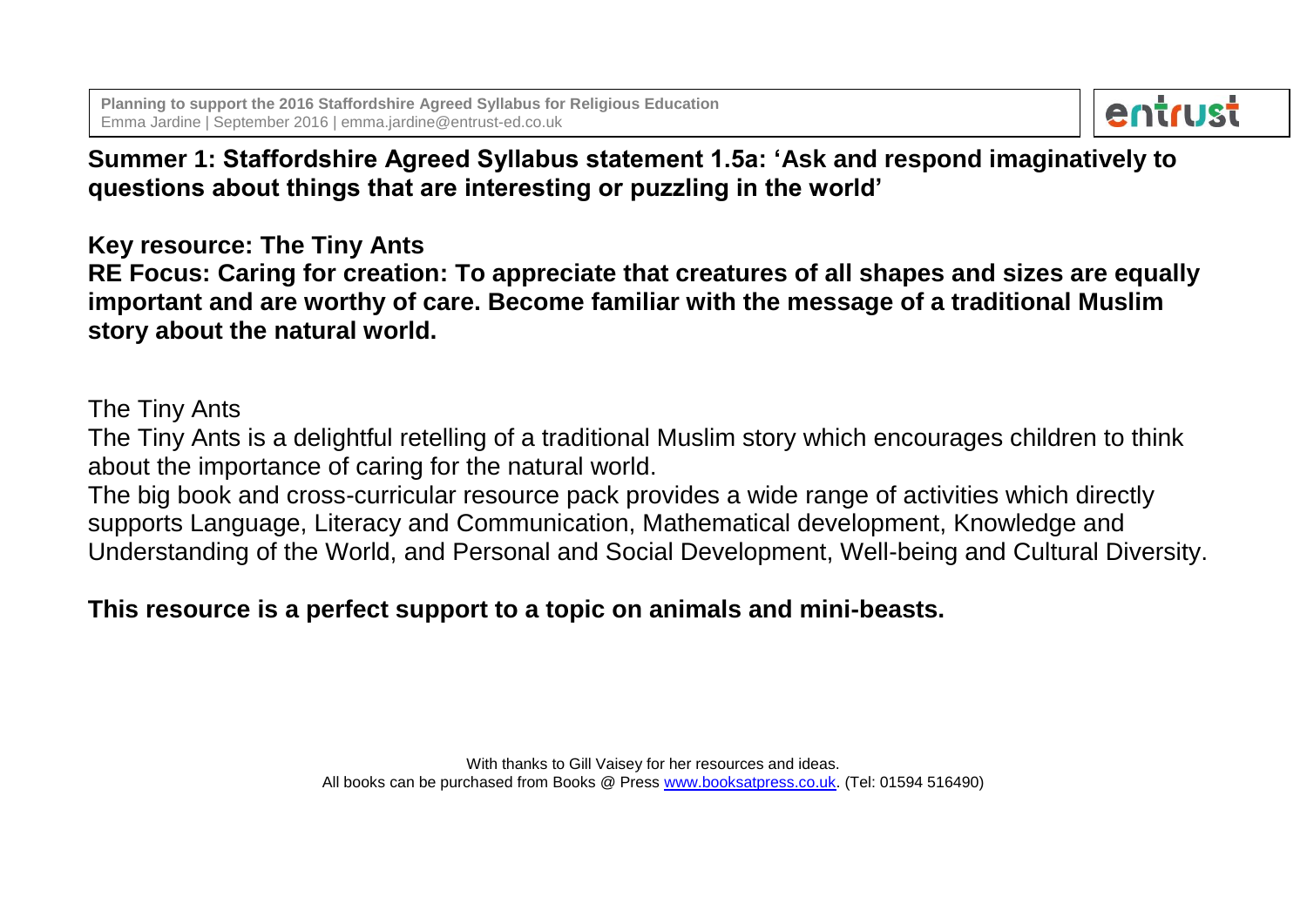## Summer 1: Staffordshire Agreed Syllabus statement 1.5a: 'Ask and respond imaginatively to questions about things that are interesting or puzzling in the world'

**Key resource: The Tiny Ants**

**RE Focus: Caring for creation: To appreciate that creatures of all shapes and sizes are equally important and are worthy of care. Become familiar with the message of a traditional Muslim story about the natural world.**

The Tiny Ants

The Tiny Ants is a delightful retelling of a traditional Muslim story which encourages children to think about the importance of caring for the natural world.

The big book and cross-curricular resource pack provides a wide range of activities which directly supports Language, Literacy and Communication, Mathematical development, Knowledge and Understanding of the World, and Personal and Social Development, Well-being and Cultural Diversity.

**This resource is a perfect support to a topic on animals and mini-beasts.**

With thanks to Gill Vaisey for her resources and ideas.
All books can be purchased from Books @ Press www.booksatpress.co.uk. (Tel: 01594 516490)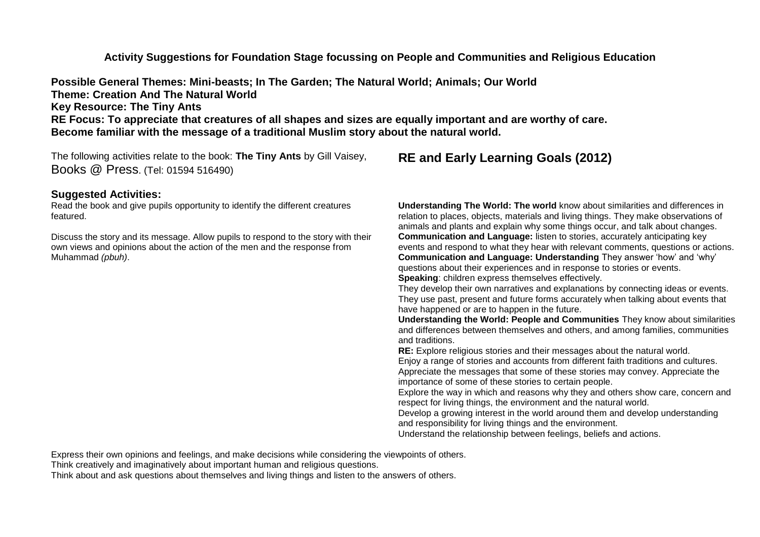**Activity Suggestions for Foundation Stage focussing on People and Communities and Religious Education**

**Possible General Themes: Mini-beasts; In The Garden; The Natural World; Animals; Our World**
**Theme: Creation And The Natural World**
**Key Resource: The Tiny Ants**
**RE Focus: To appreciate that creatures of all shapes and sizes are equally important and are worthy of care.**
**Become familiar with the message of a traditional Muslim story about the natural world.**

The following activities relate to the book: **The Tiny Ants** by Gill Vaisey, Books @ Press. (Tel: 01594 516490)

## Suggested Activities:

Read the book and give pupils opportunity to identify the different creatures featured.

Discuss the story and its message. Allow pupils to respond to the story with their own views and opinions about the action of the men and the response from Muhammad *(pbuh)*.

## RE and Early Learning Goals (2012)

**Understanding The World: The world** know about similarities and differences in relation to places, objects, materials and living things. They make observations of animals and plants and explain why some things occur, and talk about changes.
**Communication and Language:** listen to stories, accurately anticipating key events and respond to what they hear with relevant comments, questions or actions.
**Communication and Language: Understanding** They answer 'how' and 'why' questions about their experiences and in response to stories or events.
**Speaking**: children express themselves effectively.
They develop their own narratives and explanations by connecting ideas or events. They use past, present and future forms accurately when talking about events that have happened or are to happen in the future.
**Understanding the World: People and Communities** They know about similarities and differences between themselves and others, and among families, communities and traditions.
**RE:** Explore religious stories and their messages about the natural world.
Enjoy a range of stories and accounts from different faith traditions and cultures.
Appreciate the messages that some of these stories may convey. Appreciate the importance of some of these stories to certain people.
Explore the way in which and reasons why they and others show care, concern and respect for living things, the environment and the natural world.
Develop a growing interest in the world around them and develop understanding and responsibility for living things and the environment.
Understand the relationship between feelings, beliefs and actions.
Express their own opinions and feelings, and make decisions while considering the viewpoints of others.
Think creatively and imaginatively about important human and religious questions.
Think about and ask questions about themselves and living things and listen to the answers of others.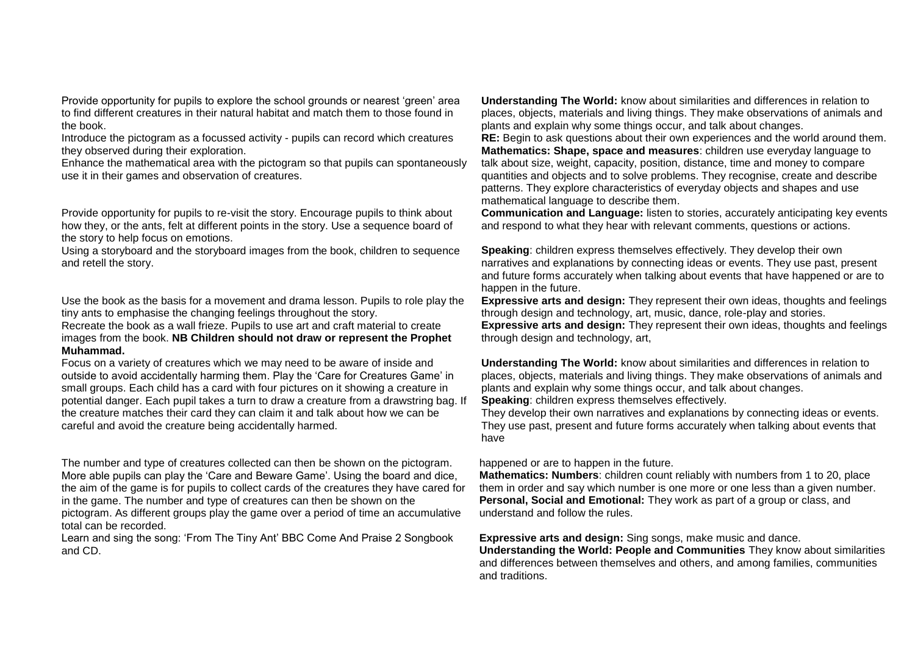| | |
|---|---|
| Provide opportunity for pupils to explore the school grounds or nearest 'green' area to find different creatures in their natural habitat and match them to those found in the book.<br>Introduce the pictogram as a focussed activity - pupils can record which creatures they observed during their exploration.<br>Enhance the mathematical area with the pictogram so that pupils can spontaneously use it in their games and observation of creatures. | **Understanding The World:** know about similarities and differences in relation to places, objects, materials and living things. They make observations of animals and plants and explain why some things occur, and talk about changes.<br>**RE:** Begin to ask questions about their own experiences and the world around them.<br>**Mathematics: Shape, space and measures**: children use everyday language to talk about size, weight, capacity, position, distance, time and money to compare quantities and objects and to solve problems. They recognise, create and describe patterns. They explore characteristics of everyday objects and shapes and use mathematical language to describe them. |
| Provide opportunity for pupils to re-visit the story. Encourage pupils to think about how they, or the ants, felt at different points in the story. Use a sequence board of the story to help focus on emotions.<br>Using a storyboard and the storyboard images from the book, children to sequence and retell the story. | **Communication and Language:** listen to stories, accurately anticipating key events and respond to what they hear with relevant comments, questions or actions.<br><br>**Speaking**: children express themselves effectively. They develop their own narratives and explanations by connecting ideas or events. They use past, present and future forms accurately when talking about events that have happened or are to happen in the future. |
| Use the book as the basis for a movement and drama lesson. Pupils to role play the tiny ants to emphasise the changing feelings throughout the story.<br>Recreate the book as a wall frieze. Pupils to use art and craft material to create images from the book. **NB Children should not draw or represent the Prophet Muhammad.** | **Expressive arts and design:** They represent their own ideas, thoughts and feelings through design and technology, art, music, dance, role-play and stories.<br>**Expressive arts and design:** They represent their own ideas, thoughts and feelings through design and technology, art, |
| Focus on a variety of creatures which we may need to be aware of inside and outside to avoid accidentally harming them. Play the 'Care for Creatures Game' in small groups. Each child has a card with four pictures on it showing a creature in potential danger. Each pupil takes a turn to draw a creature from a drawstring bag. If the creature matches their card they can claim it and talk about how we can be careful and avoid the creature being accidentally harmed. | **Understanding The World:** know about similarities and differences in relation to places, objects, materials and living things. They make observations of animals and plants and explain why some things occur, and talk about changes.<br>**Speaking**: children express themselves effectively.<br>They develop their own narratives and explanations by connecting ideas or events. They use past, present and future forms accurately when talking about events that have |
| The number and type of creatures collected can then be shown on the pictogram.<br>More able pupils can play the 'Care and Beware Game'. Using the board and dice, the aim of the game is for pupils to collect cards of the creatures they have cared for in the game. The number and type of creatures can then be shown on the pictogram. As different groups play the game over a period of time an accumulative total can be recorded. | happened or are to happen in the future.<br>**Mathematics: Numbers**: children count reliably with numbers from 1 to 20, place them in order and say which number is one more or one less than a given number.<br>**Personal, Social and Emotional:** They work as part of a group or class, and understand and follow the rules. |
| Learn and sing the song: 'From The Tiny Ant' BBC Come And Praise 2 Songbook and CD. | **Expressive arts and design:** Sing songs, make music and dance.<br>**Understanding the World: People and Communities** They know about similarities and differences between themselves and others, and among families, communities and traditions. |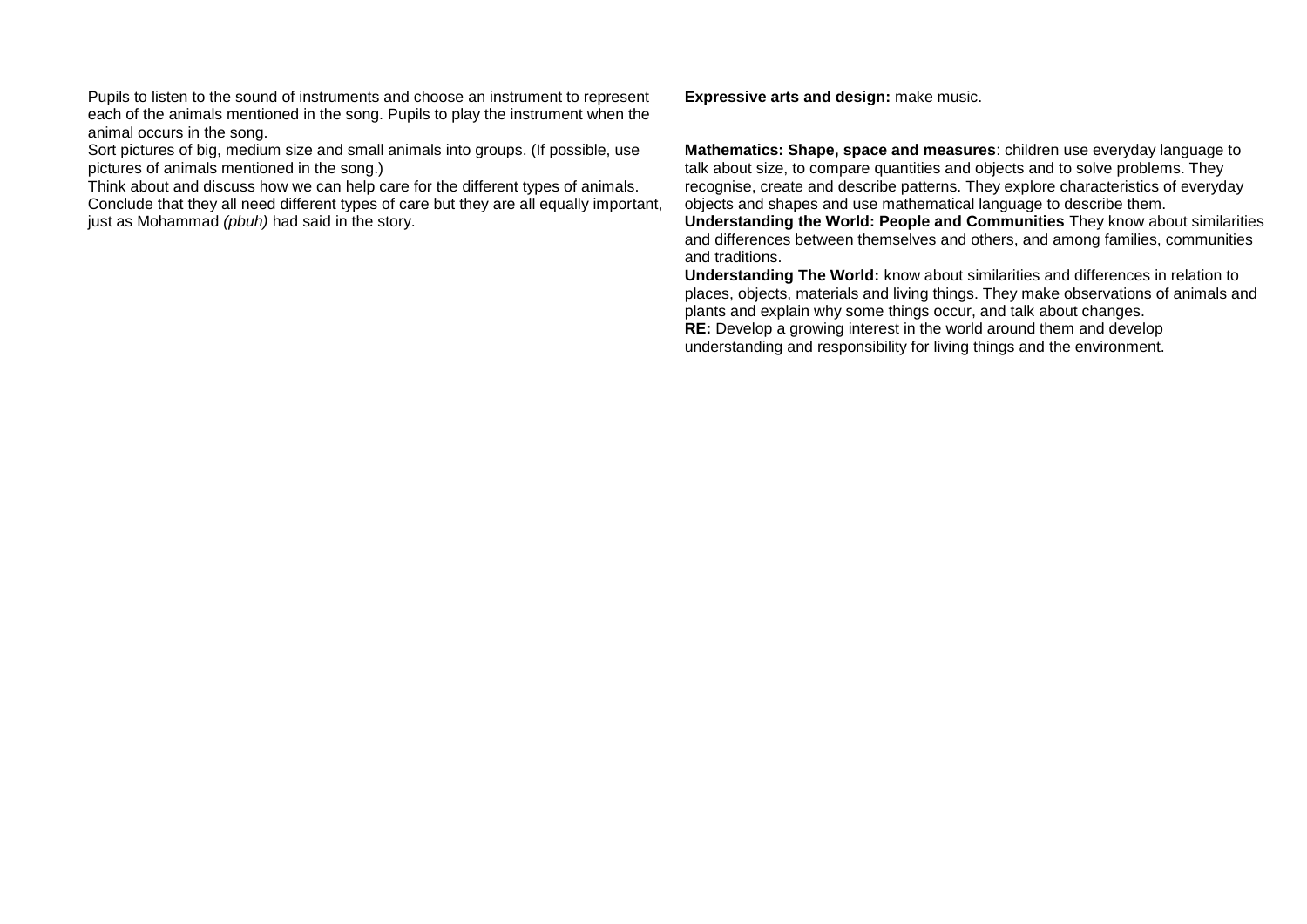| | |
|---|---|
| Pupils to listen to the sound of instruments and choose an instrument to represent each of the animals mentioned in the song. Pupils to play the instrument when the animal occurs in the song. | **Expressive arts and design:** make music. |
| Sort pictures of big, medium size and small animals into groups. (If possible, use pictures of animals mentioned in the song.)<br>Think about and discuss how we can help care for the different types of animals. Conclude that they all need different types of care but they are all equally important, just as Mohammad *(pbuh)* had said in the story. | **Mathematics: Shape, space and measures**: children use everyday language to talk about size, to compare quantities and objects and to solve problems. They recognise, create and describe patterns. They explore characteristics of everyday objects and shapes and use mathematical language to describe them.<br>**Understanding the World: People and Communities** They know about similarities and differences between themselves and others, and among families, communities and traditions.<br>**Understanding The World:** know about similarities and differences in relation to places, objects, materials and living things. They make observations of animals and plants and explain why some things occur, and talk about changes.<br>**RE:** Develop a growing interest in the world around them and develop understanding and responsibility for living things and the environment. |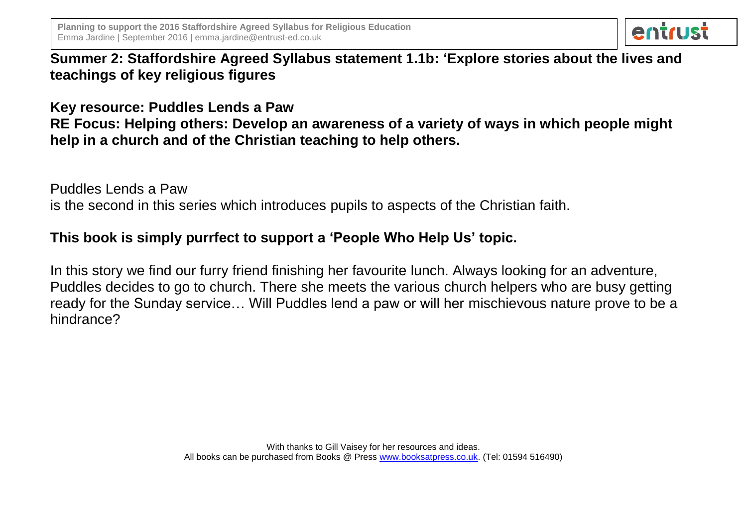**Summer 2: Staffordshire Agreed Syllabus statement 1.1b: 'Explore stories about the lives and teachings of key religious figures**

**Key resource: Puddles Lends a Paw**

**RE Focus: Helping others: Develop an awareness of a variety of ways in which people might help in a church and of the Christian teaching to help others.**

Puddles Lends a Paw
is the second in this series which introduces pupils to aspects of the Christian faith.

**This book is simply purrfect to support a 'People Who Help Us' topic.**

In this story we find our furry friend finishing her favourite lunch. Always looking for an adventure, Puddles decides to go to church. There she meets the various church helpers who are busy getting ready for the Sunday service… Will Puddles lend a paw or will her mischievous nature prove to be a hindrance?

With thanks to Gill Vaisey for her resources and ideas.
All books can be purchased from Books @ Press www.booksatpress.co.uk. (Tel: 01594 516490)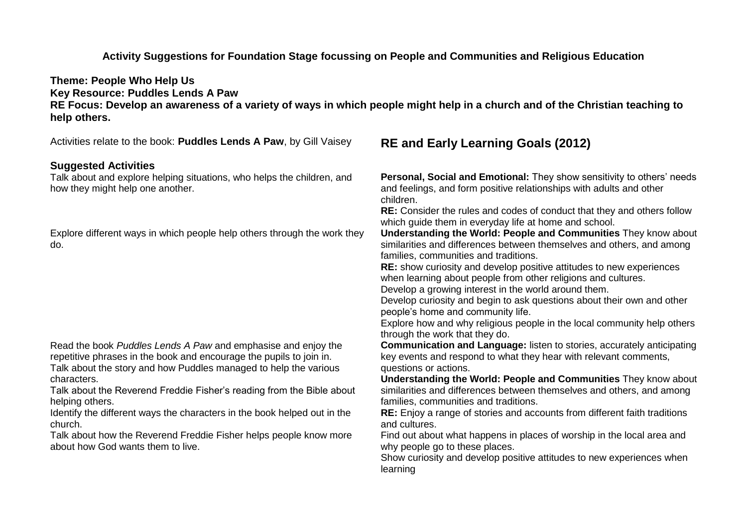**Activity Suggestions for Foundation Stage focussing on People and Communities and Religious Education**

**Theme: People Who Help Us**
**Key Resource: Puddles Lends A Paw**
**RE Focus: Develop an awareness of a variety of ways in which people might help in a church and of the Christian teaching to help others.**

| Activities relate to the book: **Puddles Lends A Paw**, by Gill Vaisey<br><br>**Suggested Activities** | **RE and Early Learning Goals (2012)** |
|---|---|
| Talk about and explore helping situations, who helps the children, and how they might help one another. | **Personal, Social and Emotional:** They show sensitivity to others' needs and feelings, and form positive relationships with adults and other children.<br>**RE:** Consider the rules and codes of conduct that they and others follow which guide them in everyday life at home and school. |
| Explore different ways in which people help others through the work they do. | **Understanding the World: People and Communities** They know about similarities and differences between themselves and others, and among families, communities and traditions.<br>**RE:** show curiosity and develop positive attitudes to new experiences when learning about people from other religions and cultures.<br>Develop a growing interest in the world around them.<br>Develop curiosity and begin to ask questions about their own and other people's home and community life.<br>Explore how and why religious people in the local community help others through the work that they do. |
| Read the book *Puddles Lends A Paw* and emphasise and enjoy the repetitive phrases in the book and encourage the pupils to join in.<br>Talk about the story and how Puddles managed to help the various characters.<br>Talk about the Reverend Freddie Fisher's reading from the Bible about helping others.<br>Identify the different ways the characters in the book helped out in the church.<br>Talk about how the Reverend Freddie Fisher helps people know more about how God wants them to live. | **Communication and Language:** listen to stories, accurately anticipating key events and respond to what they hear with relevant comments, questions or actions.<br>**Understanding the World: People and Communities** They know about similarities and differences between themselves and others, and among families, communities and traditions.<br>**RE:** Enjoy a range of stories and accounts from different faith traditions and cultures.<br>Find out about what happens in places of worship in the local area and why people go to these places.<br>Show curiosity and develop positive attitudes to new experiences when learning |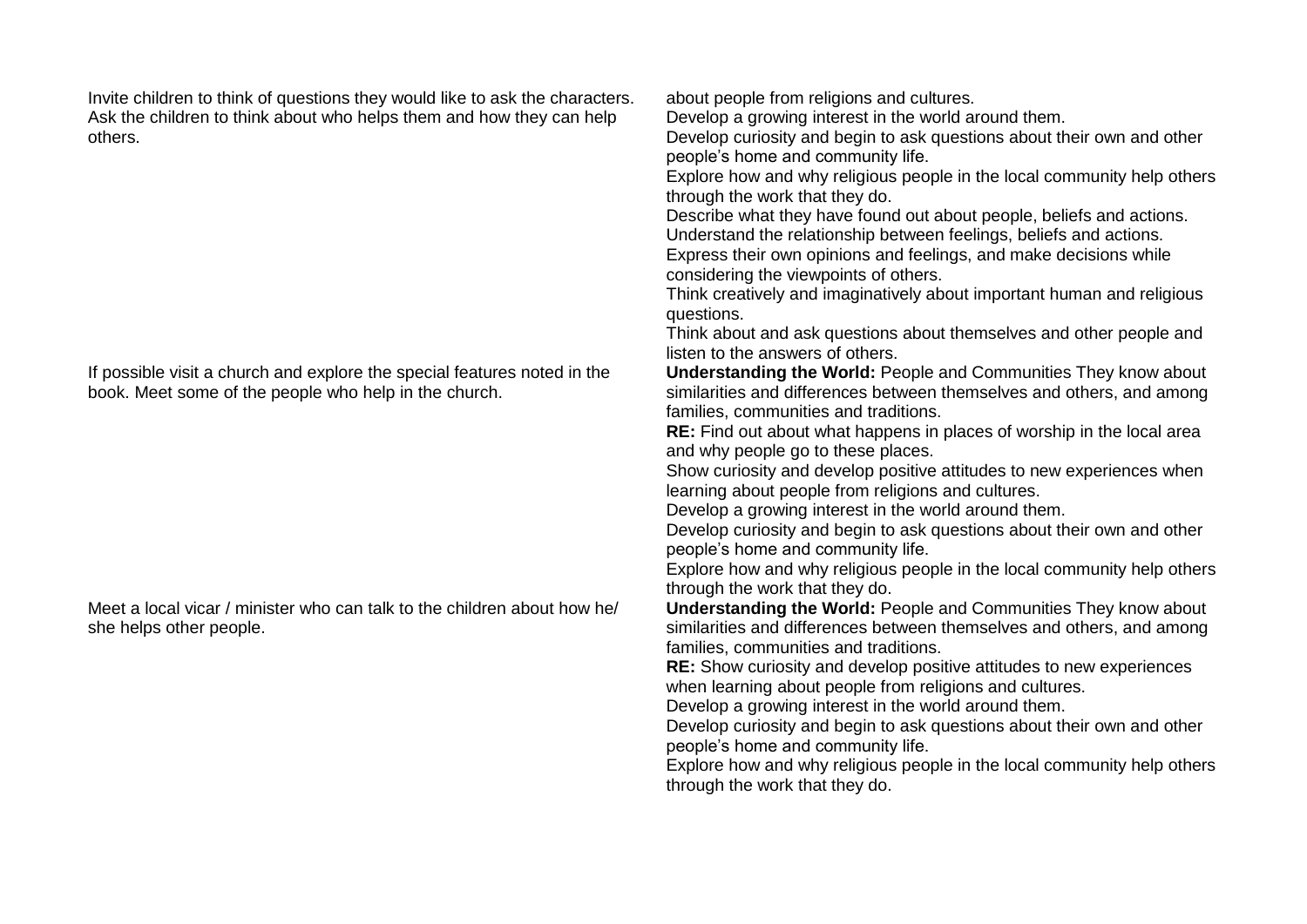| | |
|---|---|
| Invite children to think of questions they would like to ask the characters. Ask the children to think about who helps them and how they can help others. | about people from religions and cultures.<br>Develop a growing interest in the world around them.<br>Develop curiosity and begin to ask questions about their own and other people's home and community life.<br>Explore how and why religious people in the local community help others through the work that they do.<br>Describe what they have found out about people, beliefs and actions.<br>Understand the relationship between feelings, beliefs and actions.<br>Express their own opinions and feelings, and make decisions while considering the viewpoints of others.<br>Think creatively and imaginatively about important human and religious questions.<br>Think about and ask questions about themselves and other people and listen to the answers of others. |
| If possible visit a church and explore the special features noted in the book. Meet some of the people who help in the church. | **Understanding the World:** People and Communities They know about similarities and differences between themselves and others, and among families, communities and traditions.<br>**RE:** Find out about what happens in places of worship in the local area and why people go to these places.<br>Show curiosity and develop positive attitudes to new experiences when learning about people from religions and cultures.<br>Develop a growing interest in the world around them.<br>Develop curiosity and begin to ask questions about their own and other people's home and community life.<br>Explore how and why religious people in the local community help others through the work that they do. |
| Meet a local vicar / minister who can talk to the children about how he/ she helps other people. | **Understanding the World:** People and Communities They know about similarities and differences between themselves and others, and among families, communities and traditions.<br>**RE:** Show curiosity and develop positive attitudes to new experiences when learning about people from religions and cultures.<br>Develop a growing interest in the world around them.<br>Develop curiosity and begin to ask questions about their own and other people's home and community life.<br>Explore how and why religious people in the local community help others through the work that they do. |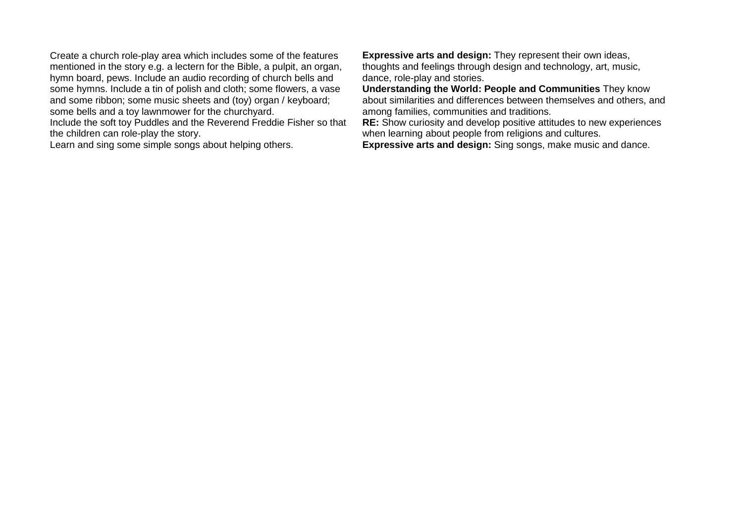| | |
|---|---|
| Create a church role-play area which includes some of the features mentioned in the story e.g. a lectern for the Bible, a pulpit, an organ, hymn board, pews. Include an audio recording of church bells and some hymns. Include a tin of polish and cloth; some flowers, a vase and some ribbon; some music sheets and (toy) organ / keyboard; some bells and a toy lawnmower for the churchyard.<br>Include the soft toy Puddles and the Reverend Freddie Fisher so that the children can role-play the story.<br>Learn and sing some simple songs about helping others. | **Expressive arts and design:** They represent their own ideas, thoughts and feelings through design and technology, art, music, dance, role-play and stories.<br>**Understanding the World: People and Communities** They know about similarities and differences between themselves and others, and among families, communities and traditions.<br>**RE:** Show curiosity and develop positive attitudes to new experiences when learning about people from religions and cultures.<br>**Expressive arts and design:** Sing songs, make music and dance. |